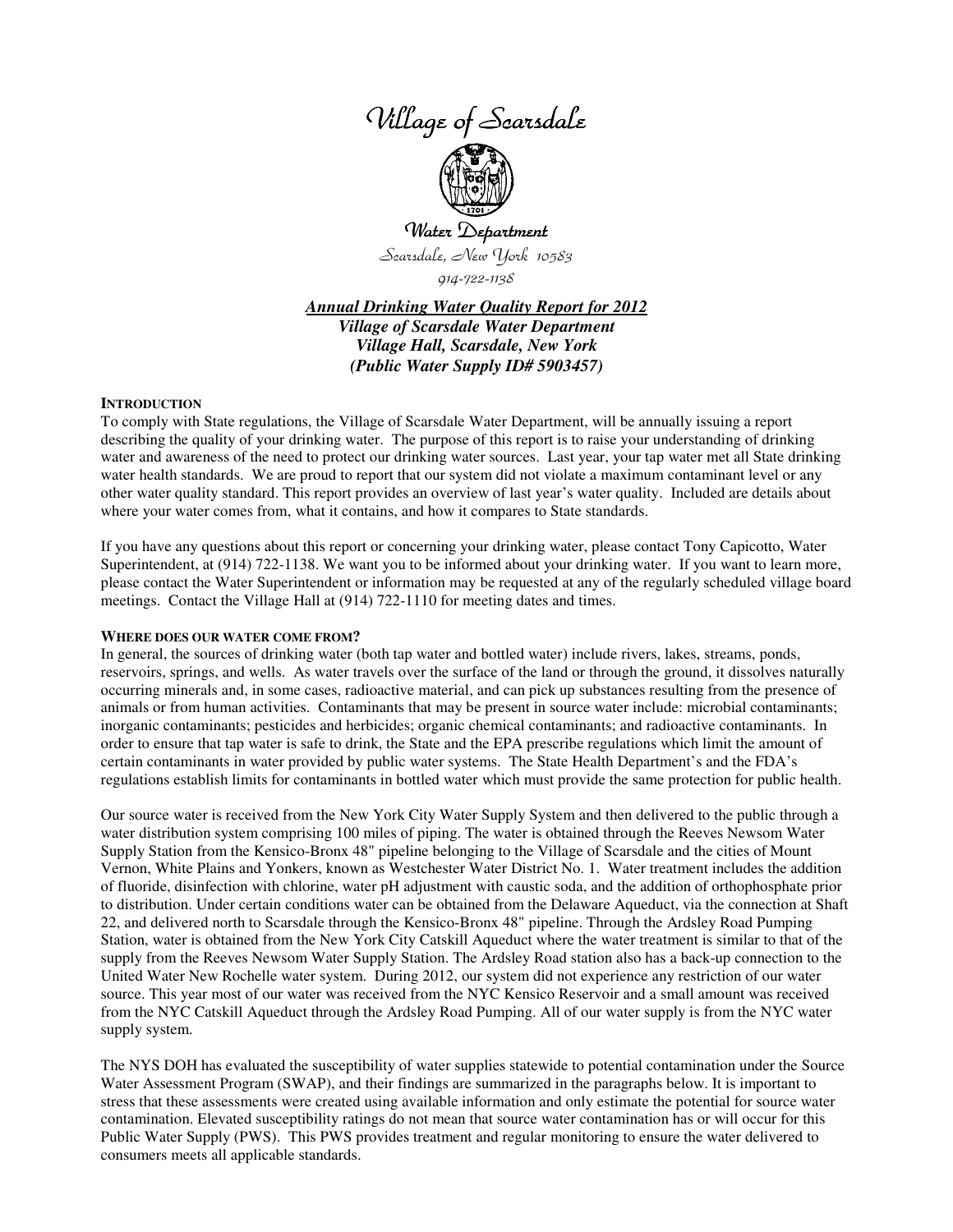# Village of Scarsdale

## Water Department

Scarsdale, New York 10583

914-722-1138

***Annual Drinking Water Quality Report for 2012***
***Village of Scarsdale Water Department***
***Village Hall, Scarsdale, New York***
***(Public Water Supply ID# 5903457)***

**INTRODUCTION**

To comply with State regulations, the Village of Scarsdale Water Department, will be annually issuing a report describing the quality of your drinking water. The purpose of this report is to raise your understanding of drinking water and awareness of the need to protect our drinking water sources. Last year, your tap water met all State drinking water health standards. We are proud to report that our system did not violate a maximum contaminant level or any other water quality standard. This report provides an overview of last year's water quality. Included are details about where your water comes from, what it contains, and how it compares to State standards.

If you have any questions about this report or concerning your drinking water, please contact Tony Capicotto, Water Superintendent, at (914) 722-1138. We want you to be informed about your drinking water. If you want to learn more, please contact the Water Superintendent or information may be requested at any of the regularly scheduled village board meetings. Contact the Village Hall at (914) 722-1110 for meeting dates and times.

**WHERE DOES OUR WATER COME FROM?**

In general, the sources of drinking water (both tap water and bottled water) include rivers, lakes, streams, ponds, reservoirs, springs, and wells. As water travels over the surface of the land or through the ground, it dissolves naturally occurring minerals and, in some cases, radioactive material, and can pick up substances resulting from the presence of animals or from human activities. Contaminants that may be present in source water include: microbial contaminants; inorganic contaminants; pesticides and herbicides; organic chemical contaminants; and radioactive contaminants. In order to ensure that tap water is safe to drink, the State and the EPA prescribe regulations which limit the amount of certain contaminants in water provided by public water systems. The State Health Department's and the FDA's regulations establish limits for contaminants in bottled water which must provide the same protection for public health.

Our source water is received from the New York City Water Supply System and then delivered to the public through a water distribution system comprising 100 miles of piping. The water is obtained through the Reeves Newsom Water Supply Station from the Kensico-Bronx 48" pipeline belonging to the Village of Scarsdale and the cities of Mount Vernon, White Plains and Yonkers, known as Westchester Water District No. 1. Water treatment includes the addition of fluoride, disinfection with chlorine, water pH adjustment with caustic soda, and the addition of orthophosphate prior to distribution. Under certain conditions water can be obtained from the Delaware Aqueduct, via the connection at Shaft 22, and delivered north to Scarsdale through the Kensico-Bronx 48" pipeline. Through the Ardsley Road Pumping Station, water is obtained from the New York City Catskill Aqueduct where the water treatment is similar to that of the supply from the Reeves Newsom Water Supply Station. The Ardsley Road station also has a back-up connection to the United Water New Rochelle water system. During 2012, our system did not experience any restriction of our water source. This year most of our water was received from the NYC Kensico Reservoir and a small amount was received from the NYC Catskill Aqueduct through the Ardsley Road Pumping. All of our water supply is from the NYC water supply system.

The NYS DOH has evaluated the susceptibility of water supplies statewide to potential contamination under the Source Water Assessment Program (SWAP), and their findings are summarized in the paragraphs below. It is important to stress that these assessments were created using available information and only estimate the potential for source water contamination. Elevated susceptibility ratings do not mean that source water contamination has or will occur for this Public Water Supply (PWS). This PWS provides treatment and regular monitoring to ensure the water delivered to consumers meets all applicable standards.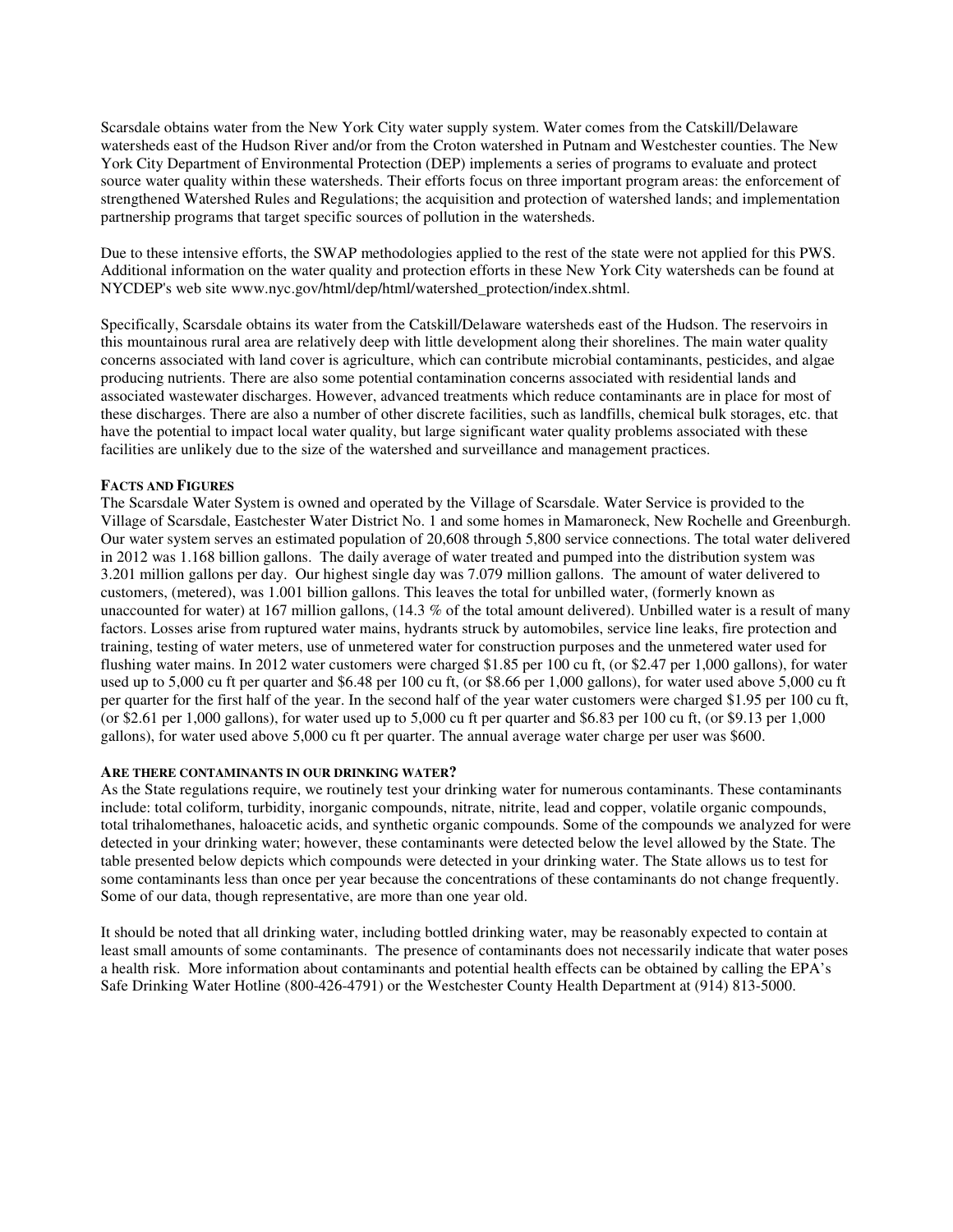Scarsdale obtains water from the New York City water supply system. Water comes from the Catskill/Delaware watersheds east of the Hudson River and/or from the Croton watershed in Putnam and Westchester counties. The New York City Department of Environmental Protection (DEP) implements a series of programs to evaluate and protect source water quality within these watersheds. Their efforts focus on three important program areas: the enforcement of strengthened Watershed Rules and Regulations; the acquisition and protection of watershed lands; and implementation partnership programs that target specific sources of pollution in the watersheds.

Due to these intensive efforts, the SWAP methodologies applied to the rest of the state were not applied for this PWS. Additional information on the water quality and protection efforts in these New York City watersheds can be found at NYCDEP's web site www.nyc.gov/html/dep/html/watershed_protection/index.shtml.

Specifically, Scarsdale obtains its water from the Catskill/Delaware watersheds east of the Hudson. The reservoirs in this mountainous rural area are relatively deep with little development along their shorelines. The main water quality concerns associated with land cover is agriculture, which can contribute microbial contaminants, pesticides, and algae producing nutrients. There are also some potential contamination concerns associated with residential lands and associated wastewater discharges. However, advanced treatments which reduce contaminants are in place for most of these discharges. There are also a number of other discrete facilities, such as landfills, chemical bulk storages, etc. that have the potential to impact local water quality, but large significant water quality problems associated with these facilities are unlikely due to the size of the watershed and surveillance and management practices.

**FACTS AND FIGURES**

The Scarsdale Water System is owned and operated by the Village of Scarsdale. Water Service is provided to the Village of Scarsdale, Eastchester Water District No. 1 and some homes in Mamaroneck, New Rochelle and Greenburgh. Our water system serves an estimated population of 20,608 through 5,800 service connections. The total water delivered in 2012 was 1.168 billion gallons. The daily average of water treated and pumped into the distribution system was 3.201 million gallons per day. Our highest single day was 7.079 million gallons. The amount of water delivered to customers, (metered), was 1.001 billion gallons. This leaves the total for unbilled water, (formerly known as unaccounted for water) at 167 million gallons, (14.3 % of the total amount delivered). Unbilled water is a result of many factors. Losses arise from ruptured water mains, hydrants struck by automobiles, service line leaks, fire protection and training, testing of water meters, use of unmetered water for construction purposes and the unmetered water used for flushing water mains. In 2012 water customers were charged $1.85 per 100 cu ft, (or $2.47 per 1,000 gallons), for water used up to 5,000 cu ft per quarter and $6.48 per 100 cu ft, (or $8.66 per 1,000 gallons), for water used above 5,000 cu ft per quarter for the first half of the year. In the second half of the year water customers were charged $1.95 per 100 cu ft, (or $2.61 per 1,000 gallons), for water used up to 5,000 cu ft per quarter and $6.83 per 100 cu ft, (or $9.13 per 1,000 gallons), for water used above 5,000 cu ft per quarter. The annual average water charge per user was $600.

**ARE THERE CONTAMINANTS IN OUR DRINKING WATER?**

As the State regulations require, we routinely test your drinking water for numerous contaminants. These contaminants include: total coliform, turbidity, inorganic compounds, nitrate, nitrite, lead and copper, volatile organic compounds, total trihalomethanes, haloacetic acids, and synthetic organic compounds. Some of the compounds we analyzed for were detected in your drinking water; however, these contaminants were detected below the level allowed by the State. The table presented below depicts which compounds were detected in your drinking water. The State allows us to test for some contaminants less than once per year because the concentrations of these contaminants do not change frequently. Some of our data, though representative, are more than one year old.

It should be noted that all drinking water, including bottled drinking water, may be reasonably expected to contain at least small amounts of some contaminants. The presence of contaminants does not necessarily indicate that water poses a health risk. More information about contaminants and potential health effects can be obtained by calling the EPA's Safe Drinking Water Hotline (800-426-4791) or the Westchester County Health Department at (914) 813-5000.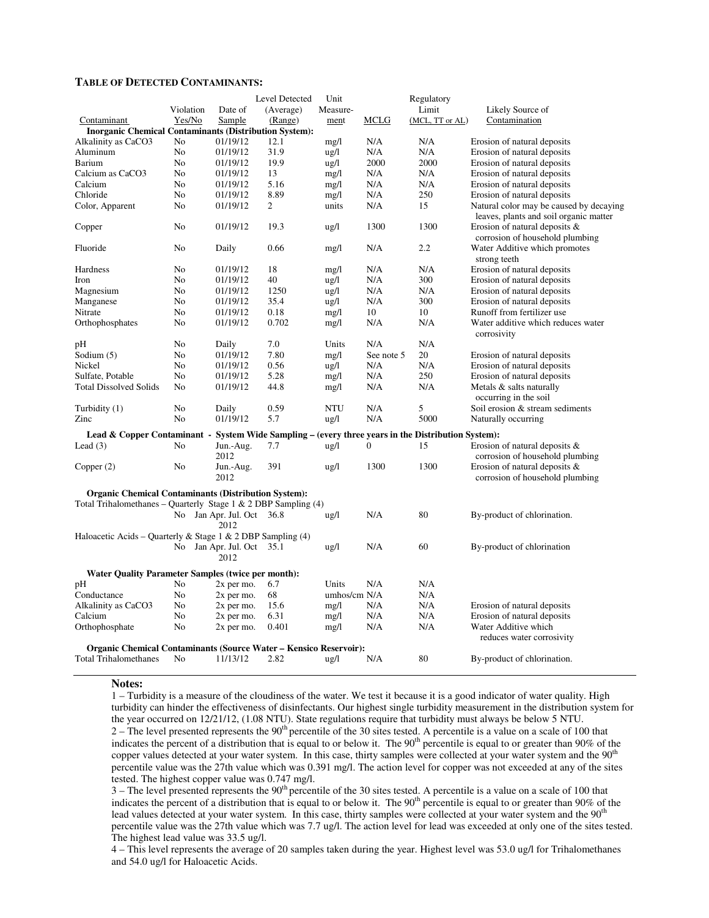**TABLE OF DETECTED CONTAMINANTS:**

| Contaminant | Violation Yes/No | Date of Sample | Level Detected (Average) (Range) | Unit Measure-ment | MCLG | Regulatory Limit (MCL, TT or AL) | Likely Source of Contamination |
|---|---|---|---|---|---|---|---|
| **Inorganic Chemical Contaminants (Distribution System):** | | | | | | | |
| Alkalinity as CaCO3 | No | 01/19/12 | 12.1 | mg/l | N/A | N/A | Erosion of natural deposits |
| Aluminum | No | 01/19/12 | 31.9 | ug/l | N/A | N/A | Erosion of natural deposits |
| Barium | No | 01/19/12 | 19.9 | ug/l | 2000 | 2000 | Erosion of natural deposits |
| Calcium as CaCO3 | No | 01/19/12 | 13 | mg/l | N/A | N/A | Erosion of natural deposits |
| Calcium | No | 01/19/12 | 5.16 | mg/l | N/A | N/A | Erosion of natural deposits |
| Chloride | No | 01/19/12 | 8.89 | mg/l | N/A | 250 | Erosion of natural deposits |
| Color, Apparent | No | 01/19/12 | 2 | units | N/A | 15 | Natural color may be caused by decaying leaves, plants and soil organic matter |
| Copper | No | 01/19/12 | 19.3 | ug/l | 1300 | 1300 | Erosion of natural deposits & corrosion of household plumbing |
| Fluoride | No | Daily | 0.66 | mg/l | N/A | 2.2 | Water Additive which promotes strong teeth |
| Hardness | No | 01/19/12 | 18 | mg/l | N/A | N/A | Erosion of natural deposits |
| Iron | No | 01/19/12 | 40 | ug/l | N/A | 300 | Erosion of natural deposits |
| Magnesium | No | 01/19/12 | 1250 | ug/l | N/A | N/A | Erosion of natural deposits |
| Manganese | No | 01/19/12 | 35.4 | ug/l | N/A | 300 | Erosion of natural deposits |
| Nitrate | No | 01/19/12 | 0.18 | mg/l | 10 | 10 | Runoff from fertilizer use |
| Orthophosphates | No | 01/19/12 | 0.702 | mg/l | N/A | N/A | Water additive which reduces water corrosivity |
| pH | No | Daily | 7.0 | Units | N/A | N/A | |
| Sodium (5) | No | 01/19/12 | 7.80 | mg/l | See note 5 | 20 | Erosion of natural deposits |
| Nickel | No | 01/19/12 | 0.56 | ug/l | N/A | N/A | Erosion of natural deposits |
| Sulfate, Potable | No | 01/19/12 | 5.28 | mg/l | N/A | 250 | Erosion of natural deposits |
| Total Dissolved Solids | No | 01/19/12 | 44.8 | mg/l | N/A | N/A | Metals & salts naturally occurring in the soil |
| Turbidity (1) | No | Daily | 0.59 | NTU | N/A | 5 | Soil erosion & stream sediments |
| Zinc | No | 01/19/12 | 5.7 | ug/l | N/A | 5000 | Naturally occurring |
| **Lead & Copper Contaminant - System Wide Sampling – (every three years in the Distribution System):** | | | | | | | |
| Lead (3) | No | Jun.-Aug. 2012 | 7.7 | ug/l | 0 | 15 | Erosion of natural deposits & corrosion of household plumbing |
| Copper (2) | No | Jun.-Aug. 2012 | 391 | ug/l | 1300 | 1300 | Erosion of natural deposits & corrosion of household plumbing |
| **Organic Chemical Contaminants (Distribution System):** | | | | | | | |
| Total Trihalomethanes – Quarterly Stage 1 & 2 DBP Sampling (4) | No | Jan Apr. Jul. Oct 2012 | 36.8 | ug/l | N/A | 80 | By-product of chlorination. |
| Haloacetic Acids – Quarterly & Stage 1 & 2 DBP Sampling (4) | No | Jan Apr. Jul. Oct 2012 | 35.1 | ug/l | N/A | 60 | By-product of chlorination |
| **Water Quality Parameter Samples (twice per month):** | | | | | | | |
| pH | No | 2x per mo. | 6.7 | Units | N/A | N/A | |
| Conductance | No | 2x per mo. | 68 | umhos/cm | N/A | N/A | |
| Alkalinity as CaCO3 | No | 2x per mo. | 15.6 | mg/l | N/A | N/A | Erosion of natural deposits |
| Calcium | No | 2x per mo. | 6.31 | mg/l | N/A | N/A | Erosion of natural deposits |
| Orthophosphate | No | 2x per mo. | 0.401 | mg/l | N/A | N/A | Water Additive which reduces water corrosivity |
| **Organic Chemical Contaminants (Source Water – Kensico Reservoir):** | | | | | | | |
| Total Trihalomethanes | No | 11/13/12 | 2.82 | ug/l | N/A | 80 | By-product of chlorination. |

**Notes:**

1 – Turbidity is a measure of the cloudiness of the water. We test it because it is a good indicator of water quality. High turbidity can hinder the effectiveness of disinfectants. Our highest single turbidity measurement in the distribution system for the year occurred on 12/21/12, (1.08 NTU). State regulations require that turbidity must always be below 5 NTU.

2 – The level presented represents the 90[th] percentile of the 30 sites tested. A percentile is a value on a scale of 100 that indicates the percent of a distribution that is equal to or below it. The 90[th] percentile is equal to or greater than 90% of the copper values detected at your water system. In this case, thirty samples were collected at your water system and the 90[th] percentile value was the 27th value which was 0.391 mg/l. The action level for copper was not exceeded at any of the sites tested. The highest copper value was 0.747 mg/l.

3 – The level presented represents the 90[th] percentile of the 30 sites tested. A percentile is a value on a scale of 100 that indicates the percent of a distribution that is equal to or below it. The 90[th] percentile is equal to or greater than 90% of the lead values detected at your water system. In this case, thirty samples were collected at your water system and the 90[th] percentile value was the 27th value which was 7.7 ug/l. The action level for lead was exceeded at only one of the sites tested. The highest lead value was 33.5 ug/l.

4 – This level represents the average of 20 samples taken during the year. Highest level was 53.0 ug/l for Trihalomethanes and 54.0 ug/l for Haloacetic Acids.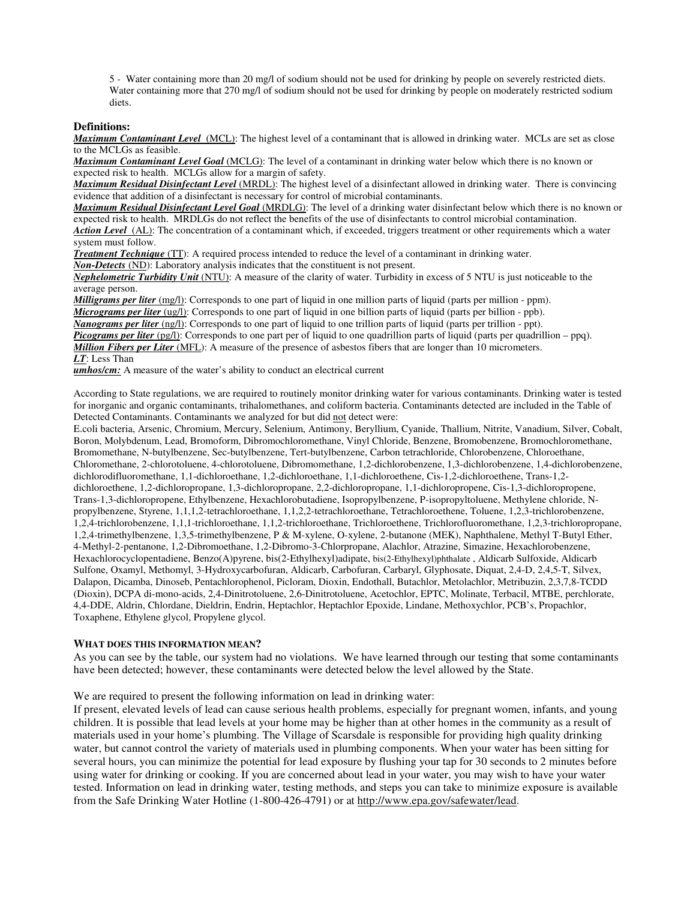5 - Water containing more than 20 mg/l of sodium should not be used for drinking by people on severely restricted diets. Water containing more that 270 mg/l of sodium should not be used for drinking by people on moderately restricted sodium diets.

**Definitions:**

***Maximum Contaminant Level*** (MCL): The highest level of a contaminant that is allowed in drinking water. MCLs are set as close to the MCLGs as feasible.
***Maximum Contaminant Level Goal*** (MCLG): The level of a contaminant in drinking water below which there is no known or expected risk to health. MCLGs allow for a margin of safety.
***Maximum Residual Disinfectant Level*** (MRDL): The highest level of a disinfectant allowed in drinking water. There is convincing evidence that addition of a disinfectant is necessary for control of microbial contaminants.
***Maximum Residual Disinfectant Level Goal*** (MRDLG): The level of a drinking water disinfectant below which there is no known or expected risk to health. MRDLGs do not reflect the benefits of the use of disinfectants to control microbial contamination.
***Action Level*** (AL): The concentration of a contaminant which, if exceeded, triggers treatment or other requirements which a water system must follow.
***Treatment Technique*** (TT): A required process intended to reduce the level of a contaminant in drinking water.
***Non-Detects*** (ND): Laboratory analysis indicates that the constituent is not present.
***Nephelometric Turbidity Unit*** (NTU): A measure of the clarity of water. Turbidity in excess of 5 NTU is just noticeable to the average person.
***Milligrams per liter*** (mg/l): Corresponds to one part of liquid in one million parts of liquid (parts per million - ppm).
***Micrograms per liter*** (ug/l): Corresponds to one part of liquid in one billion parts of liquid (parts per billion - ppb).
***Nanograms per liter*** (ng/l): Corresponds to one part of liquid to one trillion parts of liquid (parts per trillion - ppt).
***Picograms per liter*** (pg/l): Corresponds to one part per of liquid to one quadrillion parts of liquid (parts per quadrillion – ppq).
***Million Fibers per Liter*** (MFL): A measure of the presence of asbestos fibers that are longer than 10 micrometers.
***LT***: Less Than
***umhos/cm:*** A measure of the water's ability to conduct an electrical current

According to State regulations, we are required to routinely monitor drinking water for various contaminants. Drinking water is tested for inorganic and organic contaminants, trihalomethanes, and coliform bacteria. Contaminants detected are included in the Table of Detected Contaminants. Contaminants we analyzed for but did not detect were:
E.coli bacteria, Arsenic, Chromium, Mercury, Selenium, Antimony, Beryllium, Cyanide, Thallium, Nitrite, Vanadium, Silver, Cobalt, Boron, Molybdenum, Lead, Bromoform, Dibromochloromethane, Vinyl Chloride, Benzene, Bromobenzene, Bromochloromethane, Bromomethane, N-butylbenzene, Sec-butylbenzene, Tert-butylbenzene, Carbon tetrachloride, Chlorobenzene, Chloroethane, Chloromethane, 2-chlorotoluene, 4-chlorotoluene, Dibromomethane, 1,2-dichlorobenzene, 1,3-dichlorobenzene, 1,4-dichlorobenzene, dichlorodifluoromethane, 1,1-dichloroethane, 1,2-dichloroethane, 1,1-dichloroethene, Cis-1,2-dichloroethene, Trans-1,2-dichloroethene, 1,2-dichloropropane, 1,3-dichloropropane, 2,2-dichloropropane, 1,1-dichloropropene, Cis-1,3-dichloropropene, Trans-1,3-dichloropropene, Ethylbenzene, Hexachlorobutadiene, Isopropylbenzene, P-isopropyltoluene, Methylene chloride, N-propylbenzene, Styrene, 1,1,1,2-tetrachloroethane, 1,1,2,2-tetrachloroethane, Tetrachloroethene, Toluene, 1,2,3-trichlorobenzene, 1,2,4-trichlorobenzene, 1,1,1-trichloroethane, 1,1,2-trichloroethane, Trichloroethene, Trichlorofluoromethane, 1,2,3-trichloropropane, 1,2,4-trimethylbenzene, 1,3,5-trimethylbenzene, P & M-xylene, O-xylene, 2-butanone (MEK), Naphthalene, Methyl T-Butyl Ether, 4-Methyl-2-pentanone, 1,2-Dibromoethane, 1,2-Dibromo-3-Chlorpropane, Alachlor, Atrazine, Simazine, Hexachlorobenzene, Hexachlorocyclopentadiene, Benzo(A)pyrene, bis(2-Ethylhexyl)adipate, bis(2-Ethylhexyl)phthalate , Aldicarb Sulfoxide, Aldicarb Sulfone, Oxamyl, Methomyl, 3-Hydroxycarbofuran, Aldicarb, Carbofuran, Carbaryl, Glyphosate, Diquat, 2,4-D, 2,4,5-T, Silvex, Dalapon, Dicamba, Dinoseb, Pentachlorophenol, Picloram, Dioxin, Endothall, Butachlor, Metolachlor, Metribuzin, 2,3,7,8-TCDD (Dioxin), DCPA di-mono-acids, 2,4-Dinitrotoluene, 2,6-Dinitrotoluene, Acetochlor, EPTC, Molinate, Terbacil, MTBE, perchlorate, 4,4-DDE, Aldrin, Chlordane, Dieldrin, Endrin, Heptachlor, Heptachlor Epoxide, Lindane, Methoxychlor, PCB's, Propachlor, Toxaphene, Ethylene glycol, Propylene glycol.

**WHAT DOES THIS INFORMATION MEAN?**

As you can see by the table, our system had no violations. We have learned through our testing that some contaminants have been detected; however, these contaminants were detected below the level allowed by the State.

We are required to present the following information on lead in drinking water:
If present, elevated levels of lead can cause serious health problems, especially for pregnant women, infants, and young children. It is possible that lead levels at your home may be higher than at other homes in the community as a result of materials used in your home's plumbing. The Village of Scarsdale is responsible for providing high quality drinking water, but cannot control the variety of materials used in plumbing components. When your water has been sitting for several hours, you can minimize the potential for lead exposure by flushing your tap for 30 seconds to 2 minutes before using water for drinking or cooking. If you are concerned about lead in your water, you may wish to have your water tested. Information on lead in drinking water, testing methods, and steps you can take to minimize exposure is available from the Safe Drinking Water Hotline (1-800-426-4791) or at http://www.epa.gov/safewater/lead.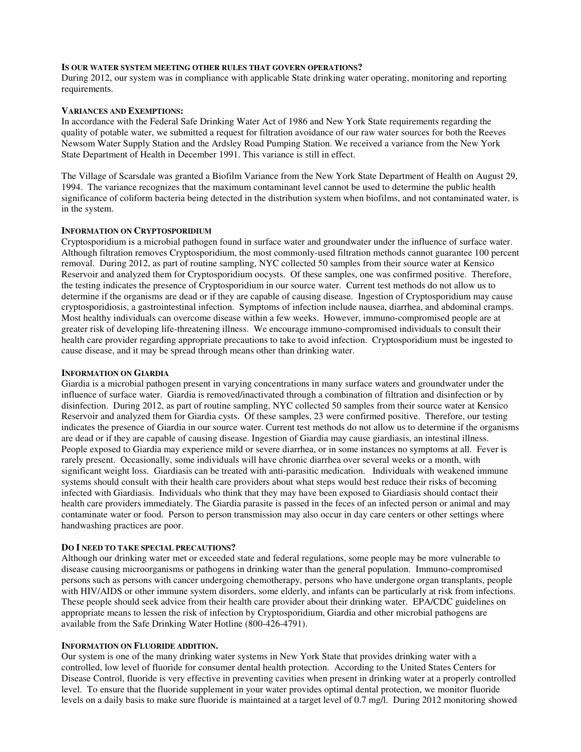#### IS OUR WATER SYSTEM MEETING OTHER RULES THAT GOVERN OPERATIONS?

During 2012, our system was in compliance with applicable State drinking water operating, monitoring and reporting requirements.

#### VARIANCES AND EXEMPTIONS:

In accordance with the Federal Safe Drinking Water Act of 1986 and New York State requirements regarding the quality of potable water, we submitted a request for filtration avoidance of our raw water sources for both the Reeves Newsom Water Supply Station and the Ardsley Road Pumping Station. We received a variance from the New York State Department of Health in December 1991. This variance is still in effect.

The Village of Scarsdale was granted a Biofilm Variance from the New York State Department of Health on August 29, 1994. The variance recognizes that the maximum contaminant level cannot be used to determine the public health significance of coliform bacteria being detected in the distribution system when biofilms, and not contaminated water, is in the system.

#### INFORMATION ON CRYPTOSPORIDIUM

Cryptosporidium is a microbial pathogen found in surface water and groundwater under the influence of surface water. Although filtration removes Cryptosporidium, the most commonly-used filtration methods cannot guarantee 100 percent removal. During 2012, as part of routine sampling, NYC collected 50 samples from their source water at Kensico Reservoir and analyzed them for Cryptosporidium oocysts. Of these samples, one was confirmed positive. Therefore, the testing indicates the presence of Cryptosporidium in our source water. Current test methods do not allow us to determine if the organisms are dead or if they are capable of causing disease. Ingestion of Cryptosporidium may cause cryptosporidiosis, a gastrointestinal infection. Symptoms of infection include nausea, diarrhea, and abdominal cramps. Most healthy individuals can overcome disease within a few weeks. However, immuno-compromised people are at greater risk of developing life-threatening illness. We encourage immuno-compromised individuals to consult their health care provider regarding appropriate precautions to take to avoid infection. Cryptosporidium must be ingested to cause disease, and it may be spread through means other than drinking water.

#### INFORMATION ON GIARDIA

Giardia is a microbial pathogen present in varying concentrations in many surface waters and groundwater under the influence of surface water. Giardia is removed/inactivated through a combination of filtration and disinfection or by disinfection. During 2012, as part of routine sampling, NYC collected 50 samples from their source water at Kensico Reservoir and analyzed them for Giardia cysts. Of these samples, 23 were confirmed positive. Therefore, our testing indicates the presence of Giardia in our source water. Current test methods do not allow us to determine if the organisms are dead or if they are capable of causing disease. Ingestion of Giardia may cause giardiasis, an intestinal illness. People exposed to Giardia may experience mild or severe diarrhea, or in some instances no symptoms at all. Fever is rarely present. Occasionally, some individuals will have chronic diarrhea over several weeks or a month, with significant weight loss. Giardiasis can be treated with anti-parasitic medication. Individuals with weakened immune systems should consult with their health care providers about what steps would best reduce their risks of becoming infected with Giardiasis. Individuals who think that they may have been exposed to Giardiasis should contact their health care providers immediately. The Giardia parasite is passed in the feces of an infected person or animal and may contaminate water or food. Person to person transmission may also occur in day care centers or other settings where handwashing practices are poor.

#### DO I NEED TO TAKE SPECIAL PRECAUTIONS?

Although our drinking water met or exceeded state and federal regulations, some people may be more vulnerable to disease causing microorganisms or pathogens in drinking water than the general population. Immuno-compromised persons such as persons with cancer undergoing chemotherapy, persons who have undergone organ transplants, people with HIV/AIDS or other immune system disorders, some elderly, and infants can be particularly at risk from infections. These people should seek advice from their health care provider about their drinking water. EPA/CDC guidelines on appropriate means to lessen the risk of infection by Cryptosporidium, Giardia and other microbial pathogens are available from the Safe Drinking Water Hotline (800-426-4791).

#### INFORMATION ON FLUORIDE ADDITION.

Our system is one of the many drinking water systems in New York State that provides drinking water with a controlled, low level of fluoride for consumer dental health protection. According to the United States Centers for Disease Control, fluoride is very effective in preventing cavities when present in drinking water at a properly controlled level. To ensure that the fluoride supplement in your water provides optimal dental protection, we monitor fluoride levels on a daily basis to make sure fluoride is maintained at a target level of 0.7 mg/l. During 2012 monitoring showed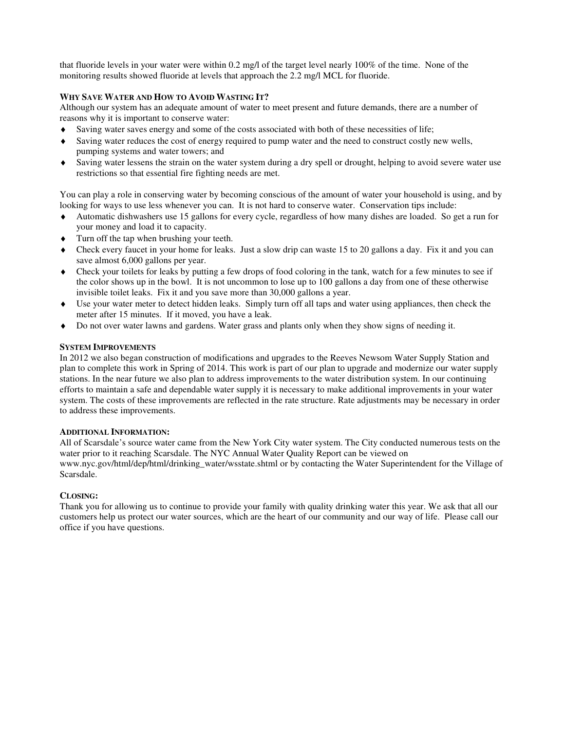that fluoride levels in your water were within 0.2 mg/l of the target level nearly 100% of the time. None of the monitoring results showed fluoride at levels that approach the 2.2 mg/l MCL for fluoride.

### WHY SAVE WATER AND HOW TO AVOID WASTING IT?

Although our system has an adequate amount of water to meet present and future demands, there are a number of reasons why it is important to conserve water:

- Saving water saves energy and some of the costs associated with both of these necessities of life;
- Saving water reduces the cost of energy required to pump water and the need to construct costly new wells, pumping systems and water towers; and
- Saving water lessens the strain on the water system during a dry spell or drought, helping to avoid severe water use restrictions so that essential fire fighting needs are met.

You can play a role in conserving water by becoming conscious of the amount of water your household is using, and by looking for ways to use less whenever you can. It is not hard to conserve water. Conservation tips include:

- Automatic dishwashers use 15 gallons for every cycle, regardless of how many dishes are loaded. So get a run for your money and load it to capacity.
- Turn off the tap when brushing your teeth.
- Check every faucet in your home for leaks. Just a slow drip can waste 15 to 20 gallons a day. Fix it and you can save almost 6,000 gallons per year.
- Check your toilets for leaks by putting a few drops of food coloring in the tank, watch for a few minutes to see if the color shows up in the bowl. It is not uncommon to lose up to 100 gallons a day from one of these otherwise invisible toilet leaks. Fix it and you save more than 30,000 gallons a year.
- Use your water meter to detect hidden leaks. Simply turn off all taps and water using appliances, then check the meter after 15 minutes. If it moved, you have a leak.
- Do not over water lawns and gardens. Water grass and plants only when they show signs of needing it.

### SYSTEM IMPROVEMENTS

In 2012 we also began construction of modifications and upgrades to the Reeves Newsom Water Supply Station and plan to complete this work in Spring of 2014. This work is part of our plan to upgrade and modernize our water supply stations. In the near future we also plan to address improvements to the water distribution system. In our continuing efforts to maintain a safe and dependable water supply it is necessary to make additional improvements in your water system. The costs of these improvements are reflected in the rate structure. Rate adjustments may be necessary in order to address these improvements.

### ADDITIONAL INFORMATION:

All of Scarsdale's source water came from the New York City water system. The City conducted numerous tests on the water prior to it reaching Scarsdale. The NYC Annual Water Quality Report can be viewed on www.nyc.gov/html/dep/html/drinking_water/wsstate.shtml or by contacting the Water Superintendent for the Village of Scarsdale.

### CLOSING:

Thank you for allowing us to continue to provide your family with quality drinking water this year. We ask that all our customers help us protect our water sources, which are the heart of our community and our way of life. Please call our office if you have questions.